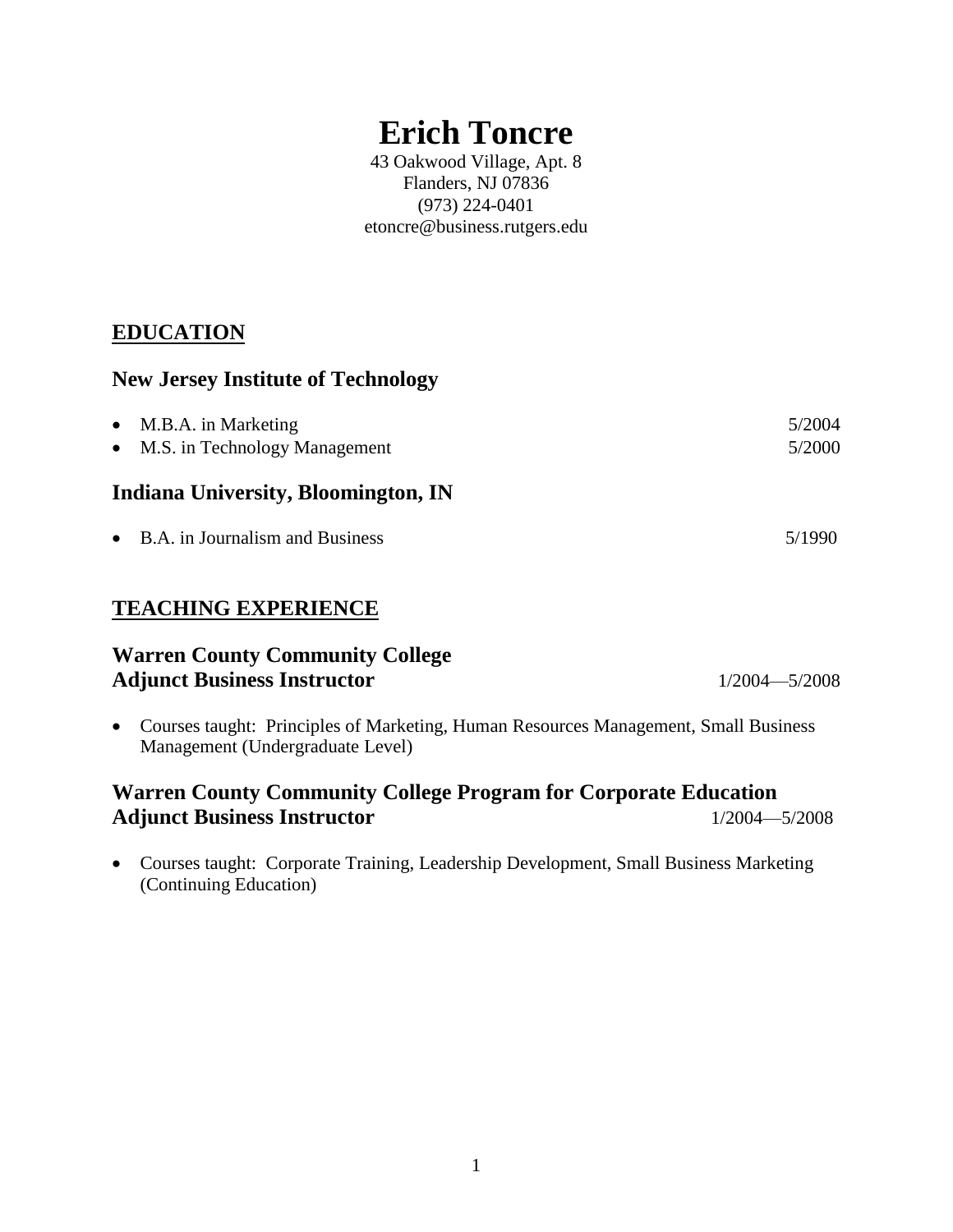# Erich Toncre

43 Oakwood Village, Apt. 8
Flanders, NJ 07836
(973) 224-0401
etoncre@business.rutgers.edu

## EDUCATION

### New Jersey Institute of Technology

- M.B.A. in Marketing 5/2004
- M.S. in Technology Management 5/2000

### Indiana University, Bloomington, IN

- B.A. in Journalism and Business 5/1990

## TEACHING EXPERIENCE

### Warren County Community College
### Adjunct Business Instructor 1/2004—5/2008

- Courses taught: Principles of Marketing, Human Resources Management, Small Business Management (Undergraduate Level)

### Warren County Community College Program for Corporate Education
### Adjunct Business Instructor 1/2004—5/2008

- Courses taught: Corporate Training, Leadership Development, Small Business Marketing (Continuing Education)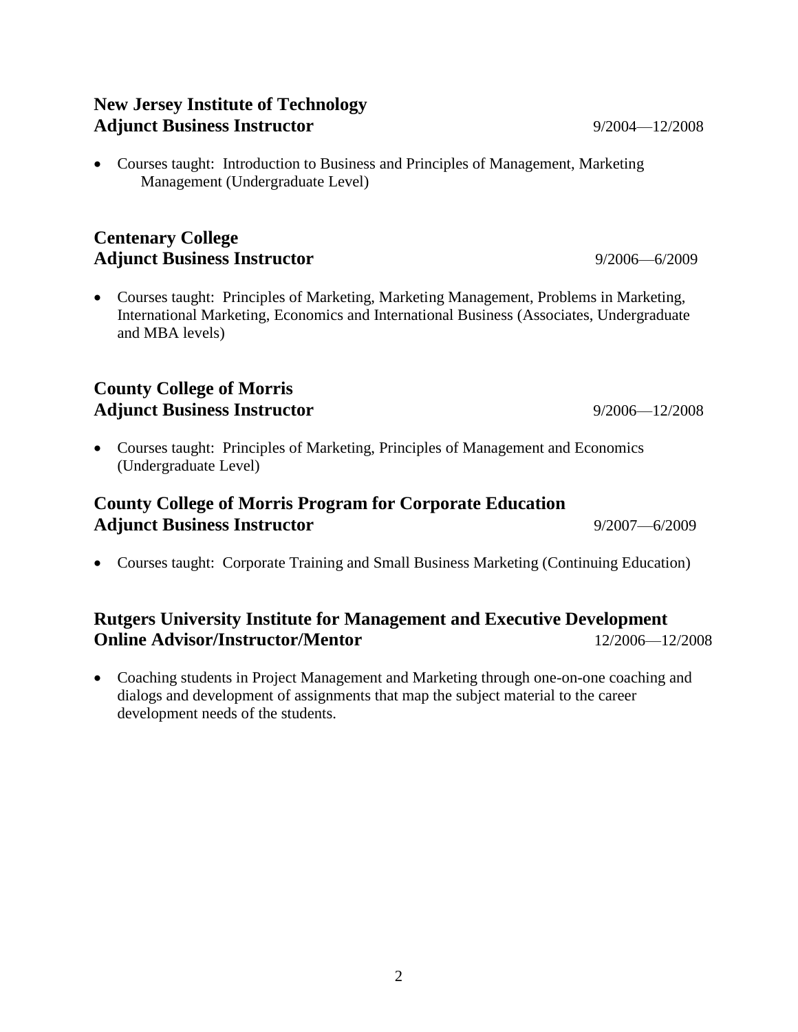**New Jersey Institute of Technology**
**Adjunct Business Instructor** 9/2004—12/2008

- Courses taught: Introduction to Business and Principles of Management, Marketing Management (Undergraduate Level)

**Centenary College**
**Adjunct Business Instructor** 9/2006—6/2009

- Courses taught: Principles of Marketing, Marketing Management, Problems in Marketing, International Marketing, Economics and International Business (Associates, Undergraduate and MBA levels)

**County College of Morris**
**Adjunct Business Instructor** 9/2006—12/2008

- Courses taught: Principles of Marketing, Principles of Management and Economics (Undergraduate Level)

**County College of Morris Program for Corporate Education**
**Adjunct Business Instructor** 9/2007—6/2009

- Courses taught: Corporate Training and Small Business Marketing (Continuing Education)

**Rutgers University Institute for Management and Executive Development**
**Online Advisor/Instructor/Mentor** 12/2006—12/2008

- Coaching students in Project Management and Marketing through one-on-one coaching and dialogs and development of assignments that map the subject material to the career development needs of the students.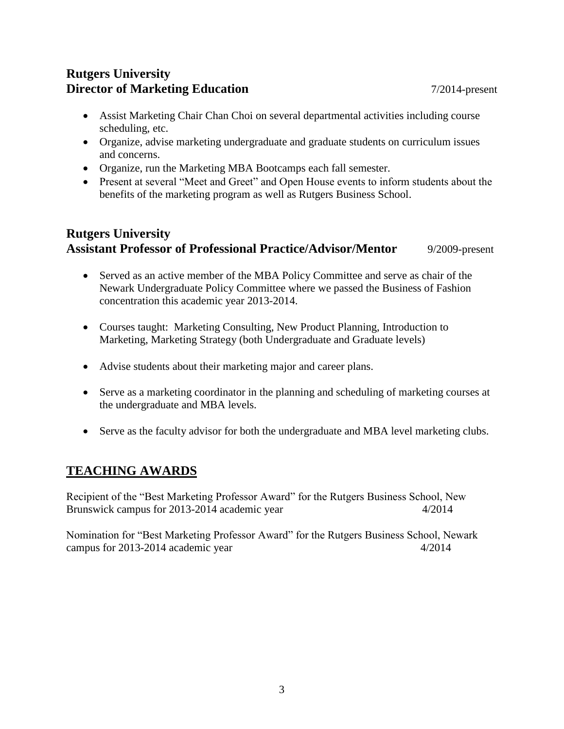**Rutgers University**
**Director of Marketing Education** 7/2014-present

- Assist Marketing Chair Chan Choi on several departmental activities including course scheduling, etc.
- Organize, advise marketing undergraduate and graduate students on curriculum issues and concerns.
- Organize, run the Marketing MBA Bootcamps each fall semester.
- Present at several "Meet and Greet" and Open House events to inform students about the benefits of the marketing program as well as Rutgers Business School.

**Rutgers University**
**Assistant Professor of Professional Practice/Advisor/Mentor** 9/2009-present

- Served as an active member of the MBA Policy Committee and serve as chair of the Newark Undergraduate Policy Committee where we passed the Business of Fashion concentration this academic year 2013-2014.
- Courses taught: Marketing Consulting, New Product Planning, Introduction to Marketing, Marketing Strategy (both Undergraduate and Graduate levels)
- Advise students about their marketing major and career plans.
- Serve as a marketing coordinator in the planning and scheduling of marketing courses at the undergraduate and MBA levels.
- Serve as the faculty advisor for both the undergraduate and MBA level marketing clubs.

## TEACHING AWARDS

Recipient of the "Best Marketing Professor Award" for the Rutgers Business School, New Brunswick campus for 2013-2014 academic year 4/2014

Nomination for "Best Marketing Professor Award" for the Rutgers Business School, Newark campus for 2013-2014 academic year 4/2014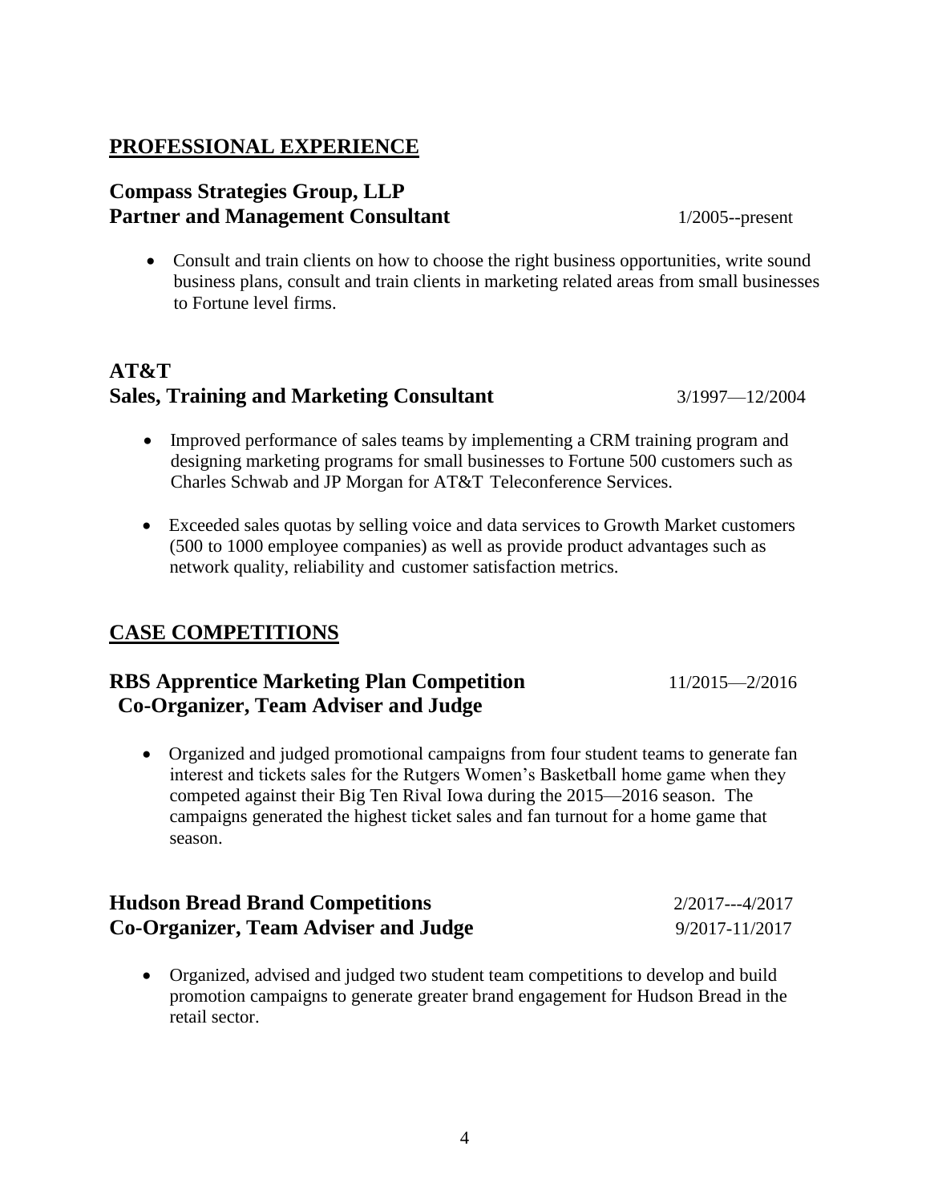## PROFESSIONAL EXPERIENCE

### Compass Strategies Group, LLP
**Partner and Management Consultant** 1/2005--present

- Consult and train clients on how to choose the right business opportunities, write sound business plans, consult and train clients in marketing related areas from small businesses to Fortune level firms.

### AT&T
**Sales, Training and Marketing Consultant** 3/1997—12/2004

- Improved performance of sales teams by implementing a CRM training program and designing marketing programs for small businesses to Fortune 500 customers such as Charles Schwab and JP Morgan for AT&T Teleconference Services.
- Exceeded sales quotas by selling voice and data services to Growth Market customers (500 to 1000 employee companies) as well as provide product advantages such as network quality, reliability and customer satisfaction metrics.

## CASE COMPETITIONS

### RBS Apprentice Marketing Plan Competition 11/2015—2/2016
**Co-Organizer, Team Adviser and Judge**

- Organized and judged promotional campaigns from four student teams to generate fan interest and tickets sales for the Rutgers Women's Basketball home game when they competed against their Big Ten Rival Iowa during the 2015—2016 season. The campaigns generated the highest ticket sales and fan turnout for a home game that season.

### Hudson Bread Brand Competitions 2/2017---4/2017
**Co-Organizer, Team Adviser and Judge** 9/2017-11/2017

- Organized, advised and judged two student team competitions to develop and build promotion campaigns to generate greater brand engagement for Hudson Bread in the retail sector.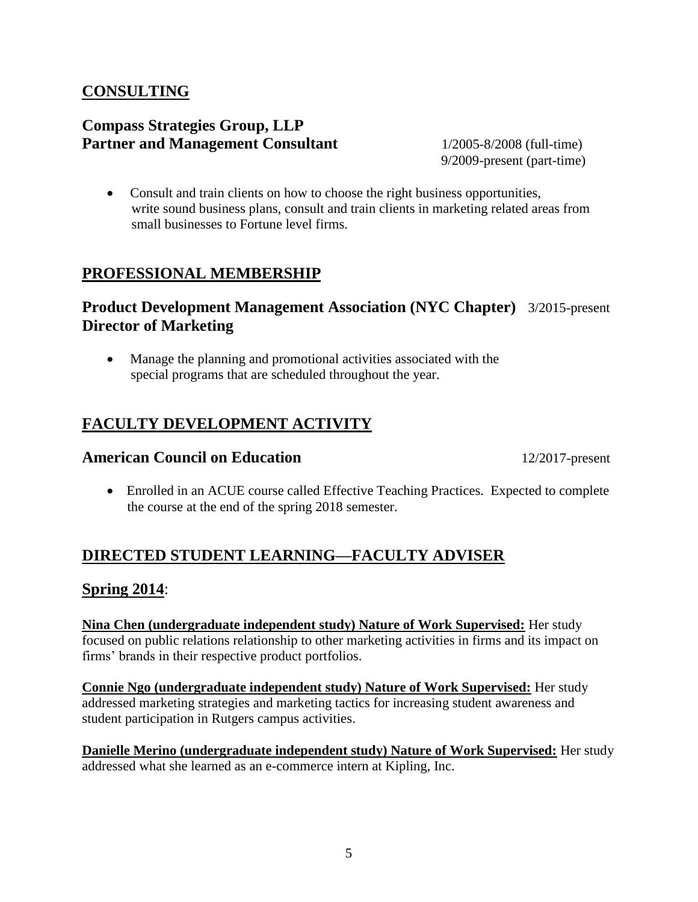## CONSULTING

### Compass Strategies Group, LLP
### Partner and Management Consultant

1/2005-8/2008 (full-time)
9/2009-present (part-time)

- Consult and train clients on how to choose the right business opportunities, write sound business plans, consult and train clients in marketing related areas from small businesses to Fortune level firms.

## PROFESSIONAL MEMBERSHIP

### Product Development Management Association (NYC Chapter) 3/2015-present
### Director of Marketing

- Manage the planning and promotional activities associated with the special programs that are scheduled throughout the year.

## FACULTY DEVELOPMENT ACTIVITY

### American Council on Education 12/2017-present

- Enrolled in an ACUE course called Effective Teaching Practices. Expected to complete the course at the end of the spring 2018 semester.

## DIRECTED STUDENT LEARNING—FACULTY ADVISER

### Spring 2014:

**Nina Chen (undergraduate independent study) Nature of Work Supervised:** Her study focused on public relations relationship to other marketing activities in firms and its impact on firms' brands in their respective product portfolios.

**Connie Ngo (undergraduate independent study) Nature of Work Supervised:** Her study addressed marketing strategies and marketing tactics for increasing student awareness and student participation in Rutgers campus activities.

**Danielle Merino (undergraduate independent study) Nature of Work Supervised:** Her study addressed what she learned as an e-commerce intern at Kipling, Inc.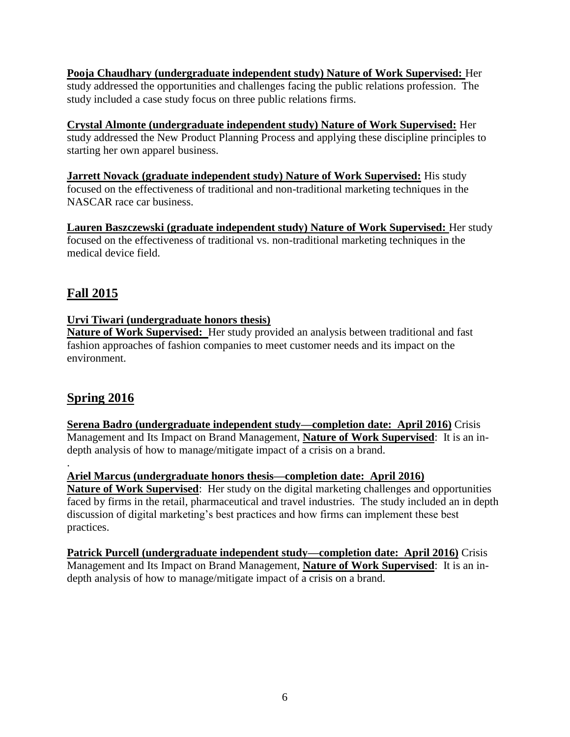**Pooja Chaudhary (undergraduate independent study) Nature of Work Supervised:** Her study addressed the opportunities and challenges facing the public relations profession. The study included a case study focus on three public relations firms.

**Crystal Almonte (undergraduate independent study) Nature of Work Supervised:** Her study addressed the New Product Planning Process and applying these discipline principles to starting her own apparel business.

**Jarrett Novack (graduate independent study) Nature of Work Supervised:** His study focused on the effectiveness of traditional and non-traditional marketing techniques in the NASCAR race car business.

**Lauren Baszczewski (graduate independent study) Nature of Work Supervised:** Her study focused on the effectiveness of traditional vs. non-traditional marketing techniques in the medical device field.

## Fall 2015

**Urvi Tiwari (undergraduate honors thesis)**
**Nature of Work Supervised:** Her study provided an analysis between traditional and fast fashion approaches of fashion companies to meet customer needs and its impact on the environment.

## Spring 2016

**Serena Badro (undergraduate independent study—completion date: April 2016)** Crisis Management and Its Impact on Brand Management, **Nature of Work Supervised**: It is an in-depth analysis of how to manage/mitigate impact of a crisis on a brand.

.

**Ariel Marcus (undergraduate honors thesis—completion date: April 2016)**
**Nature of Work Supervised**: Her study on the digital marketing challenges and opportunities faced by firms in the retail, pharmaceutical and travel industries. The study included an in depth discussion of digital marketing's best practices and how firms can implement these best practices.

**Patrick Purcell (undergraduate independent study—completion date: April 2016)** Crisis Management and Its Impact on Brand Management, **Nature of Work Supervised**: It is an in-depth analysis of how to manage/mitigate impact of a crisis on a brand.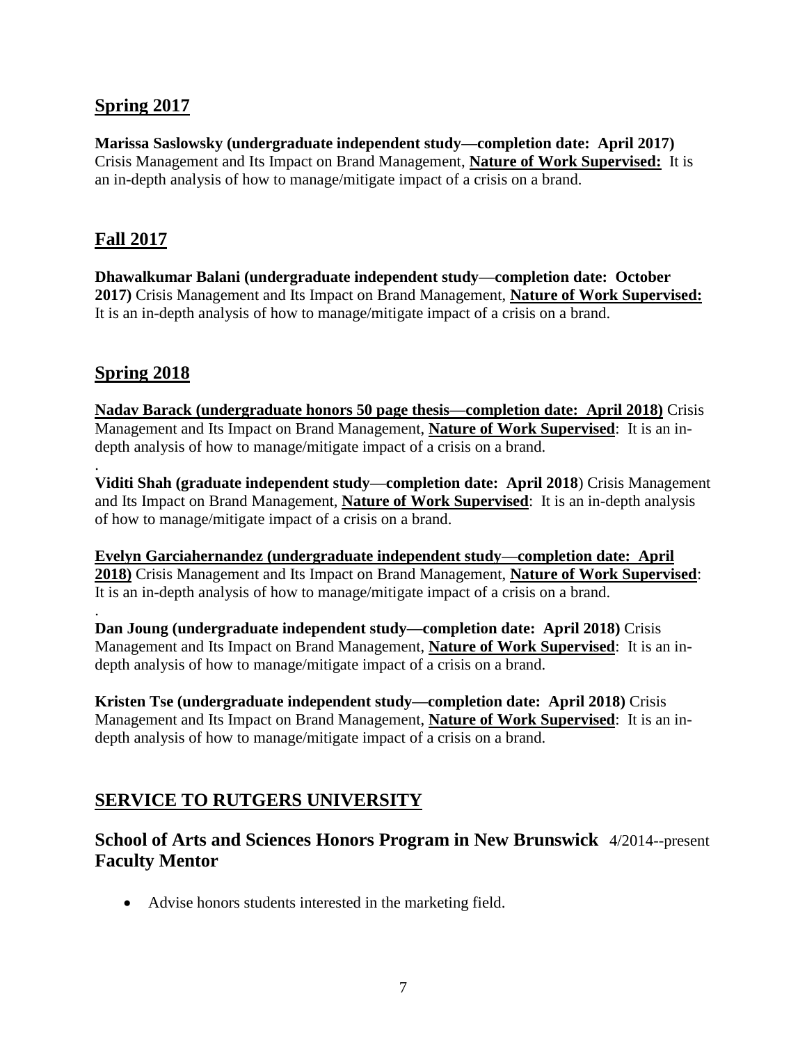## Spring 2017

**Marissa Saslowsky (undergraduate independent study—completion date: April 2017)** Crisis Management and Its Impact on Brand Management, **Nature of Work Supervised:** It is an in-depth analysis of how to manage/mitigate impact of a crisis on a brand.

## Fall 2017

**Dhawalkumar Balani (undergraduate independent study—completion date: October 2017)** Crisis Management and Its Impact on Brand Management, **Nature of Work Supervised:** It is an in-depth analysis of how to manage/mitigate impact of a crisis on a brand.

## Spring 2018

**Nadav Barack (undergraduate honors 50 page thesis—completion date: April 2018)** Crisis Management and Its Impact on Brand Management, **Nature of Work Supervised**: It is an in-depth analysis of how to manage/mitigate impact of a crisis on a brand.

.

**Viditi Shah (graduate independent study—completion date: April 2018**) Crisis Management and Its Impact on Brand Management, **Nature of Work Supervised**: It is an in-depth analysis of how to manage/mitigate impact of a crisis on a brand.

**Evelyn Garciahernandez (undergraduate independent study—completion date: April 2018)** Crisis Management and Its Impact on Brand Management, **Nature of Work Supervised**: It is an in-depth analysis of how to manage/mitigate impact of a crisis on a brand.

.

**Dan Joung (undergraduate independent study—completion date: April 2018)** Crisis Management and Its Impact on Brand Management, **Nature of Work Supervised**: It is an in-depth analysis of how to manage/mitigate impact of a crisis on a brand.

**Kristen Tse (undergraduate independent study—completion date: April 2018)** Crisis Management and Its Impact on Brand Management, **Nature of Work Supervised**: It is an in-depth analysis of how to manage/mitigate impact of a crisis on a brand.

# SERVICE TO RUTGERS UNIVERSITY

### School of Arts and Sciences Honors Program in New Brunswick 4/2014--present
### Faculty Mentor

- Advise honors students interested in the marketing field.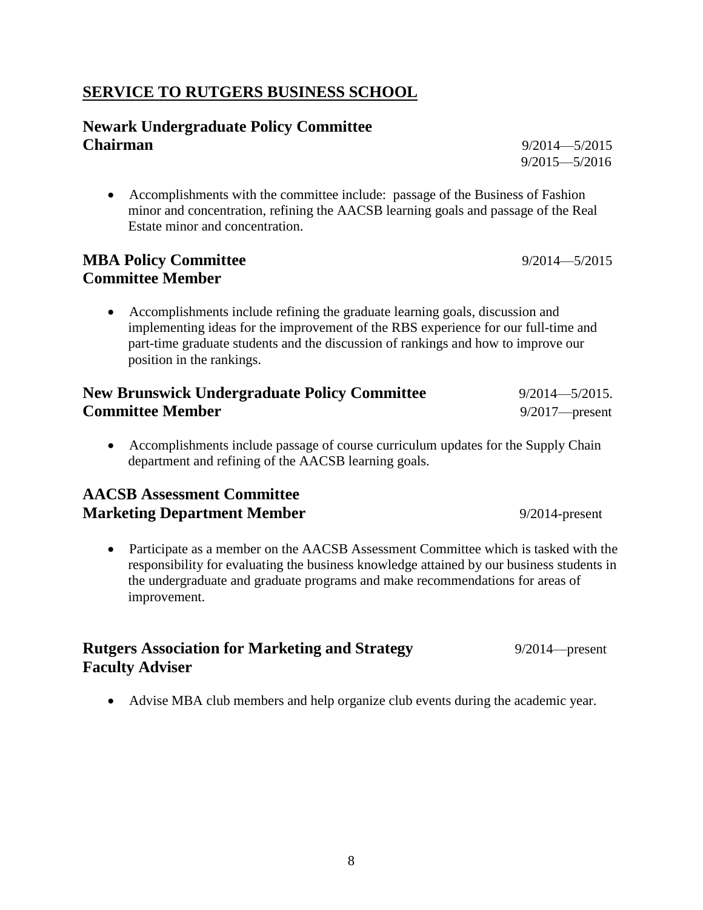## SERVICE TO RUTGERS BUSINESS SCHOOL

### Newark Undergraduate Policy Committee
**Chairman** 9/2014—5/2015
9/2015—5/2016

- Accomplishments with the committee include: passage of the Business of Fashion minor and concentration, refining the AACSB learning goals and passage of the Real Estate minor and concentration.

### MBA Policy Committee 9/2014—5/2015
**Committee Member**

- Accomplishments include refining the graduate learning goals, discussion and implementing ideas for the improvement of the RBS experience for our full-time and part-time graduate students and the discussion of rankings and how to improve our position in the rankings.

### New Brunswick Undergraduate Policy Committee 9/2014—5/2015.
**Committee Member** 9/2017—present

- Accomplishments include passage of course curriculum updates for the Supply Chain department and refining of the AACSB learning goals.

### AACSB Assessment Committee
**Marketing Department Member** 9/2014-present

- Participate as a member on the AACSB Assessment Committee which is tasked with the responsibility for evaluating the business knowledge attained by our business students in the undergraduate and graduate programs and make recommendations for areas of improvement.

### Rutgers Association for Marketing and Strategy 9/2014—present
**Faculty Adviser**

- Advise MBA club members and help organize club events during the academic year.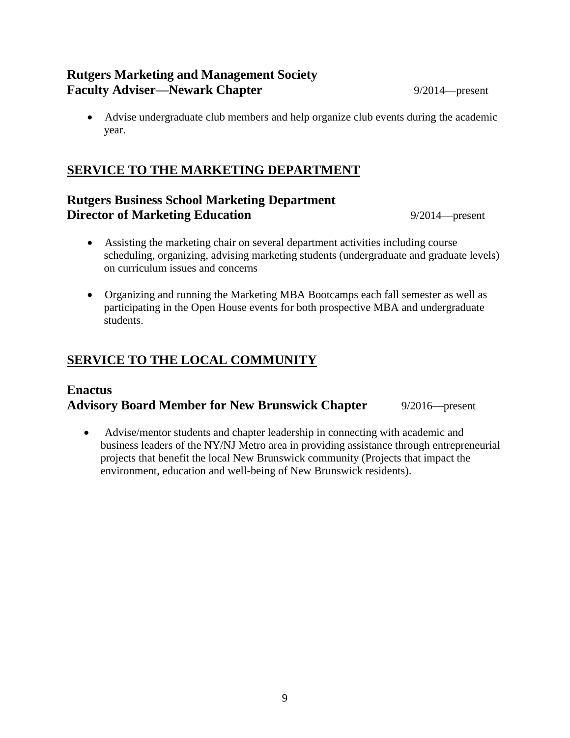**Rutgers Marketing and Management Society**
**Faculty Adviser—Newark Chapter** 9/2014—present

- Advise undergraduate club members and help organize club events during the academic year.

## SERVICE TO THE MARKETING DEPARTMENT

**Rutgers Business School Marketing Department**
**Director of Marketing Education** 9/2014—present

- Assisting the marketing chair on several department activities including course scheduling, organizing, advising marketing students (undergraduate and graduate levels) on curriculum issues and concerns

- Organizing and running the Marketing MBA Bootcamps each fall semester as well as participating in the Open House events for both prospective MBA and undergraduate students.

## SERVICE TO THE LOCAL COMMUNITY

**Enactus**
**Advisory Board Member for New Brunswick Chapter** 9/2016—present

- Advise/mentor students and chapter leadership in connecting with academic and business leaders of the NY/NJ Metro area in providing assistance through entrepreneurial projects that benefit the local New Brunswick community (Projects that impact the environment, education and well-being of New Brunswick residents).